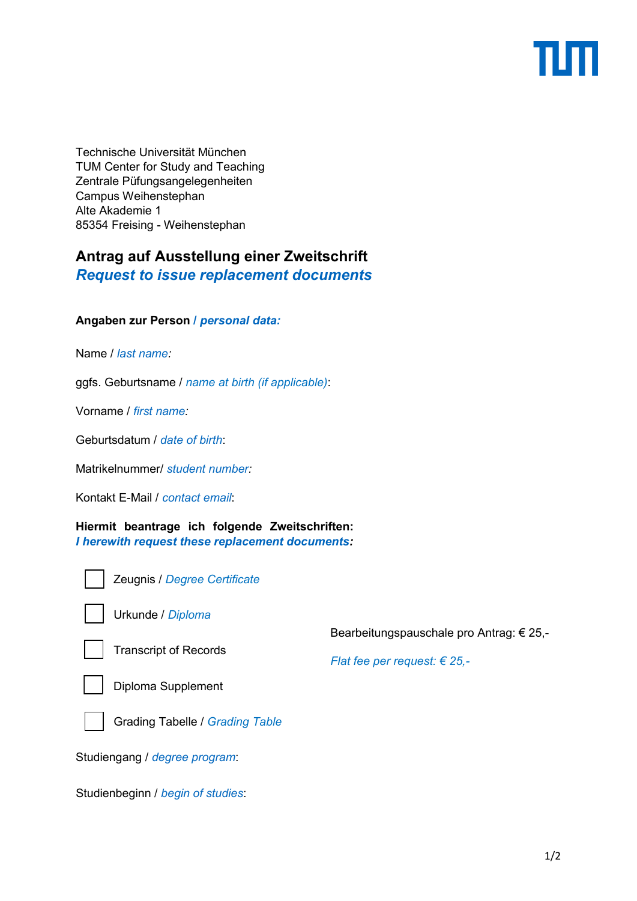Technische Universität München
TUM Center for Study and Teaching
Zentrale Püfungsangelegenheiten
Campus Weihenstephan
Alte Akademie 1
85354 Freising - Weihenstephan

# Antrag auf Ausstellung einer Zweitschrift
## *Request to issue replacement documents*

**Angaben zur Person** / ***personal data:***

Name / *last name:*

ggfs. Geburtsname / *name at birth (if applicable)*:

Vorname / *first name:*

Geburtsdatum / *date of birth*:

Matrikelnummer/ *student number:*

Kontakt E-Mail / *contact email*:

**Hiermit beantrage ich folgende Zweitschriften:**
***I herewith request these replacement documents:***

- [ ] Zeugnis / *Degree Certificate*
- [ ] Urkunde / *Diploma*
- [ ] Transcript of Records
- [ ] Diploma Supplement
- [ ] Grading Tabelle / *Grading Table*

Bearbeitungspauschale pro Antrag: € 25,-

*Flat fee per request: € 25,-*

Studiengang / *degree program*:

Studienbeginn / *begin of studies*: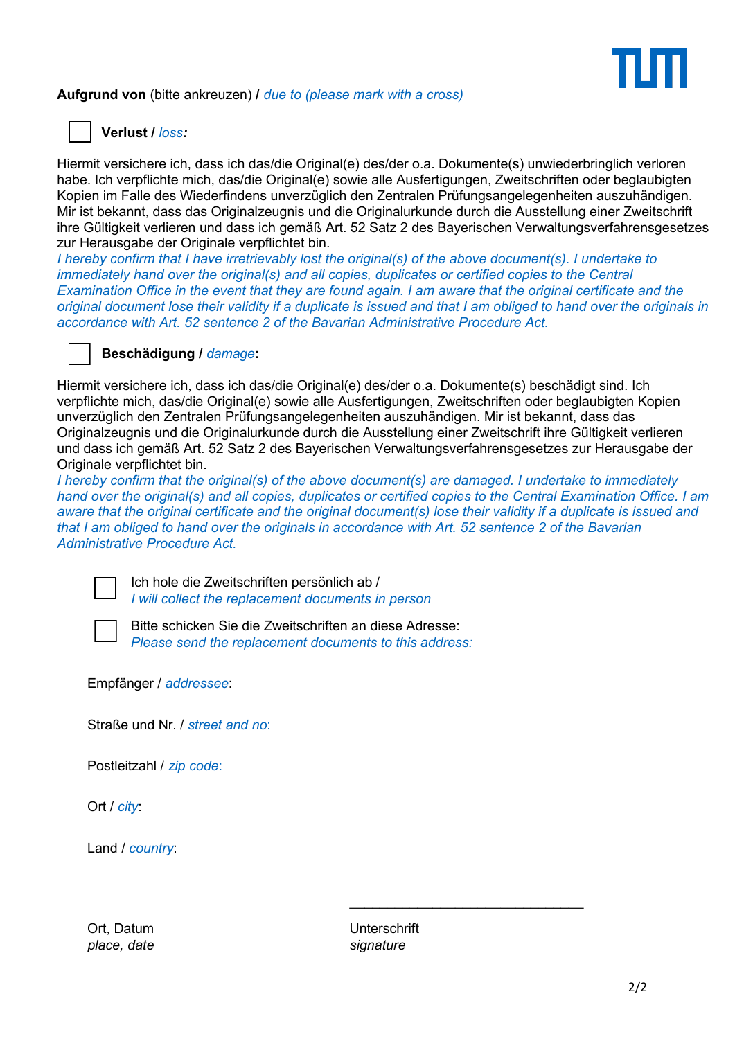**Aufgrund von** (bitte ankreuzen) **/** *due to (please mark with a cross)*

☐ **Verlust /** *loss:*

Hiermit versichere ich, dass ich das/die Original(e) des/der o.a. Dokumente(s) unwiederbringlich verloren habe. Ich verpflichte mich, das/die Original(e) sowie alle Ausfertigungen, Zweitschriften oder beglaubigten Kopien im Falle des Wiederfindens unverzüglich den Zentralen Prüfungsangelegenheiten auszuhändigen. Mir ist bekannt, dass das Originalzeugnis und die Originalurkunde durch die Ausstellung einer Zweitschrift ihre Gültigkeit verlieren und dass ich gemäß Art. 52 Satz 2 des Bayerischen Verwaltungsverfahrensgesetzes zur Herausgabe der Originale verpflichtet bin.
*I hereby confirm that I have irretrievably lost the original(s) of the above document(s). I undertake to immediately hand over the original(s) and all copies, duplicates or certified copies to the Central Examination Office in the event that they are found again. I am aware that the original certificate and the original document lose their validity if a duplicate is issued and that I am obliged to hand over the originals in accordance with Art. 52 sentence 2 of the Bavarian Administrative Procedure Act.*

☐ **Beschädigung /** *damage***:**

Hiermit versichere ich, dass ich das/die Original(e) des/der o.a. Dokumente(s) beschädigt sind. Ich verpflichte mich, das/die Original(e) sowie alle Ausfertigungen, Zweitschriften oder beglaubigten Kopien unverzüglich den Zentralen Prüfungsangelegenheiten auszuhändigen. Mir ist bekannt, dass das Originalzeugnis und die Originalurkunde durch die Ausstellung einer Zweitschrift ihre Gültigkeit verlieren und dass ich gemäß Art. 52 Satz 2 des Bayerischen Verwaltungsverfahrensgesetzes zur Herausgabe der Originale verpflichtet bin.
*I hereby confirm that the original(s) of the above document(s) are damaged. I undertake to immediately hand over the original(s) and all copies, duplicates or certified copies to the Central Examination Office. I am aware that the original certificate and the original document(s) lose their validity if a duplicate is issued and that I am obliged to hand over the originals in accordance with Art. 52 sentence 2 of the Bavarian Administrative Procedure Act.*

☐ Ich hole die Zweitschriften persönlich ab /
*I will collect the replacement documents in person*

☐ Bitte schicken Sie die Zweitschriften an diese Adresse:
*Please send the replacement documents to this address:*

Empfänger / *addressee*:

Straße und Nr. / *street and no*:

Postleitzahl / *zip code*:

Ort / *city*:

Land / *country*:

Ort, Datum
*place, date*

\_\_\_\_\_\_\_\_\_\_\_\_\_\_\_\_\_\_\_\_\_\_\_\_\_\_\_\_\_\_\_\_
Unterschrift
*signature*